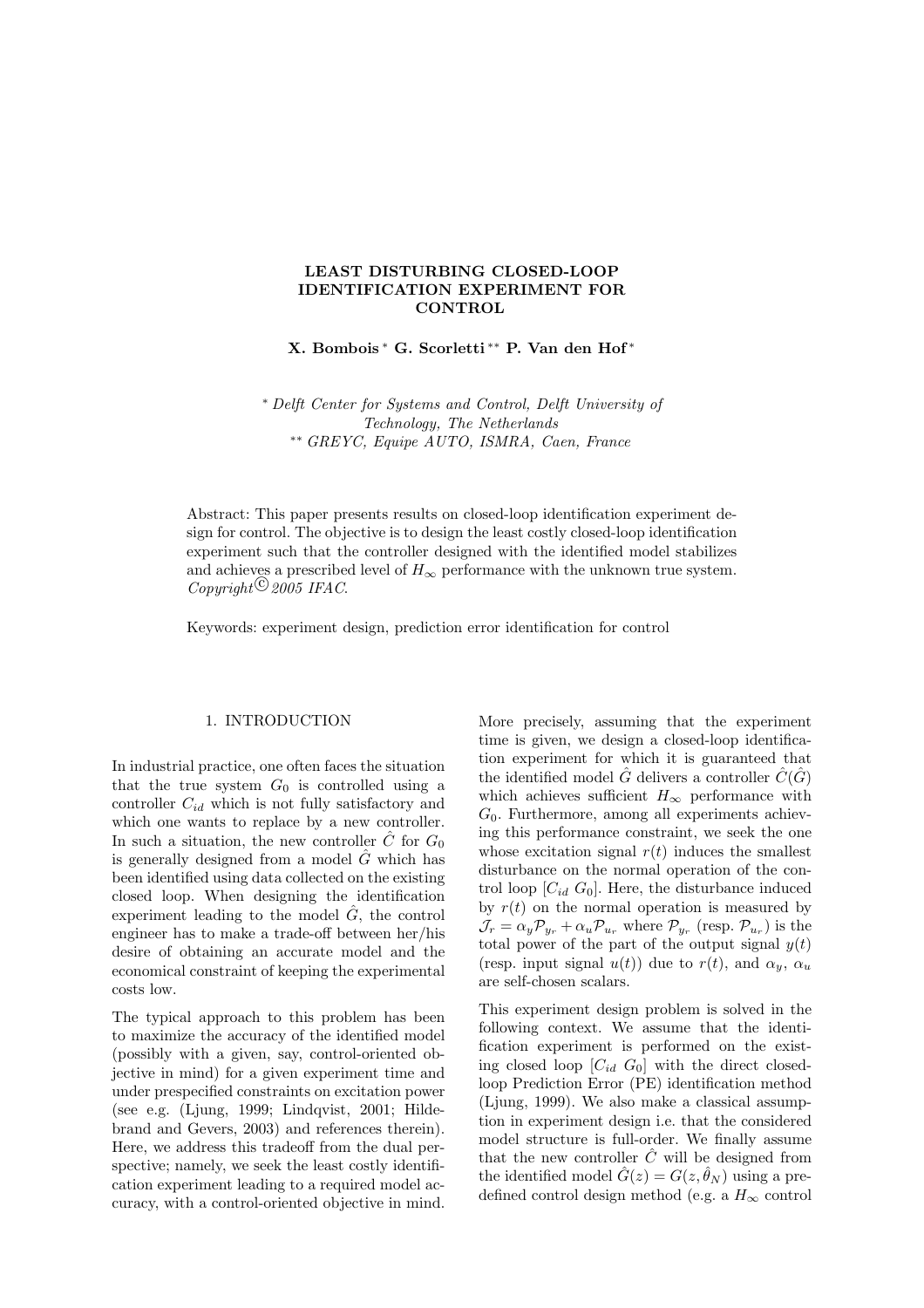# LEAST DISTURBING CLOSED-LOOP IDENTIFICATION EXPERIMENT FOR CONTROL

**X. Bombois [*] G. Scorletti [**] P. Van den Hof [*]**

[*] *Delft Center for Systems and Control, Delft University of Technology, The Netherlands*
[**] *GREYC, Equipe AUTO, ISMRA, Caen, France*

Abstract: This paper presents results on closed-loop identification experiment design for control. The objective is to design the least costly closed-loop identification experiment such that the controller designed with the identified model stabilizes and achieves a prescribed level of $H_\infty$ performance with the unknown true system. *Copyright© 2005 IFAC.*

Keywords: experiment design, prediction error identification for control

## 1. INTRODUCTION

In industrial practice, one often faces the situation that the true system $G_0$ is controlled using a controller $C_{id}$ which is not fully satisfactory and which one wants to replace by a new controller. In such a situation, the new controller $\hat{C}$ for $G_0$ is generally designed from a model $\hat{G}$ which has been identified using data collected on the existing closed loop. When designing the identification experiment leading to the model $\hat{G}$, the control engineer has to make a trade-off between her/his desire of obtaining an accurate model and the economical constraint of keeping the experimental costs low.

The typical approach to this problem has been to maximize the accuracy of the identified model (possibly with a given, say, control-oriented objective in mind) for a given experiment time and under prespecified constraints on excitation power (see e.g. (Ljung, 1999; Lindqvist, 2001; Hildebrand and Gevers, 2003) and references therein). Here, we address this tradeoff from the dual perspective; namely, we seek the least costly identification experiment leading to a required model accuracy, with a control-oriented objective in mind.

More precisely, assuming that the experiment time is given, we design a closed-loop identification experiment for which it is guaranteed that the identified model $\hat{G}$ delivers a controller $\hat{C}(\hat{G})$ which achieves sufficient $H_\infty$ performance with $G_0$. Furthermore, among all experiments achieving this performance constraint, we seek the one whose excitation signal $r(t)$ induces the smallest disturbance on the normal operation of the control loop $[C_{id}\ G_0]$. Here, the disturbance induced by $r(t)$ on the normal operation is measured by $\mathcal{J}_r = \alpha_y \mathcal{P}_{y_r} + \alpha_u \mathcal{P}_{u_r}$ where $\mathcal{P}_{y_r}$ (resp. $\mathcal{P}_{u_r}$) is the total power of the part of the output signal $y(t)$ (resp. input signal $u(t)$) due to $r(t)$, and $\alpha_y$, $\alpha_u$ are self-chosen scalars.

This experiment design problem is solved in the following context. We assume that the identification experiment is performed on the existing closed loop $[C_{id}\ G_0]$ with the direct closed-loop Prediction Error (PE) identification method (Ljung, 1999). We also make a classical assumption in experiment design i.e. that the considered model structure is full-order. We finally assume that the new controller $\hat{C}$ will be designed from the identified model $\hat{G}(z) = G(z, \hat{\theta}_N)$ using a predefined control design method (e.g. a $H_\infty$ control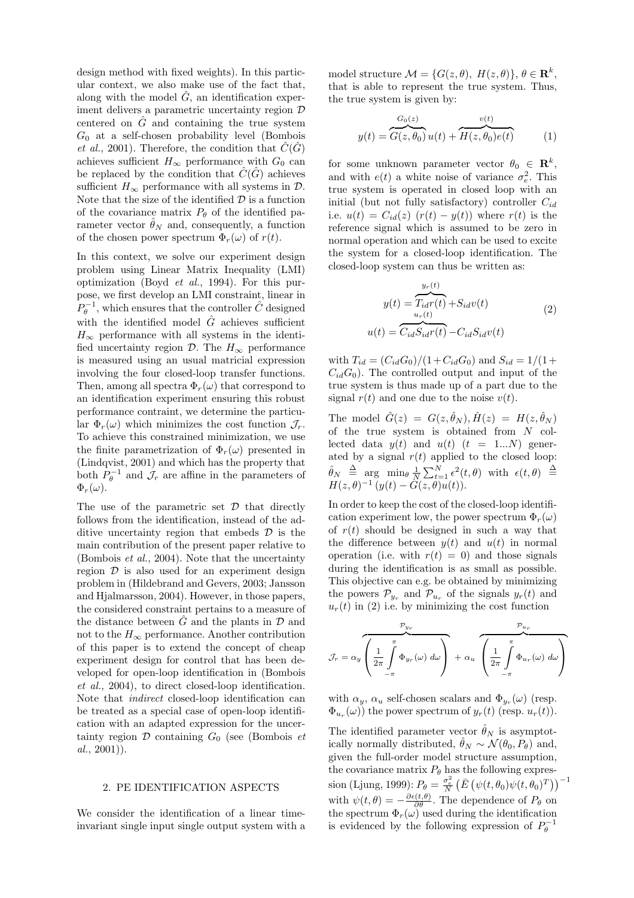design method with fixed weights). In this particular context, we also make use of the fact that, along with the model $\hat{G}$, an identification experiment delivers a parametric uncertainty region $\mathcal{D}$ centered on $\hat{G}$ and containing the true system $G_0$ at a self-chosen probability level (Bombois *et al.*, 2001). Therefore, the condition that $\hat{C}(\hat{G})$ achieves sufficient $H_\infty$ performance with $G_0$ can be replaced by the condition that $\hat{C}(\hat{G})$ achieves sufficient $H_\infty$ performance with all systems in $\mathcal{D}$. Note that the size of the identified $\mathcal{D}$ is a function of the covariance matrix $P_\theta$ of the identified parameter vector $\hat{\theta}_N$ and, consequently, a function of the chosen power spectrum $\Phi_r(\omega)$ of $r(t)$.

In this context, we solve our experiment design problem using Linear Matrix Inequality (LMI) optimization (Boyd *et al.*, 1994). For this purpose, we first develop an LMI constraint, linear in $P_\theta^{-1}$, which ensures that the controller $\hat{C}$ designed with the identified model $\hat{G}$ achieves sufficient $H_\infty$ performance with all systems in the identified uncertainty region $\mathcal{D}$. The $H_\infty$ performance is measured using an usual matricial expression involving the four closed-loop transfer functions. Then, among all spectra $\Phi_r(\omega)$ that correspond to an identification experiment ensuring this robust performance contraint, we determine the particular $\Phi_r(\omega)$ which minimizes the cost function $\mathcal{J}_r$. To achieve this constrained minimization, we use the finite parametrization of $\Phi_r(\omega)$ presented in (Lindqvist, 2001) and which has the property that both $P_\theta^{-1}$ and $\mathcal{J}_r$ are affine in the parameters of $\Phi_r(\omega)$.

The use of the parametric set $\mathcal{D}$ that directly follows from the identification, instead of the additive uncertainty region that embeds $\mathcal{D}$ is the main contribution of the present paper relative to (Bombois *et al.*, 2004). Note that the uncertainty region $\mathcal{D}$ is also used for an experiment design problem in (Hildebrand and Gevers, 2003; Jansson and Hjalmarsson, 2004). However, in those papers, the considered constraint pertains to a measure of the distance between $\hat{G}$ and the plants in $\mathcal{D}$ and not to the $H_\infty$ performance. Another contribution of this paper is to extend the concept of cheap experiment design for control that has been developed for open-loop identification in (Bombois *et al.*, 2004), to direct closed-loop identification. Note that *indirect* closed-loop identification can be treated as a special case of open-loop identification with an adapted expression for the uncertainty region $\mathcal{D}$ containing $G_0$ (see (Bombois *et al.*, 2001)).

## 2. PE IDENTIFICATION ASPECTS

We consider the identification of a linear time-invariant single input single output system with a model structure $\mathcal{M} = \{G(z,\theta),\ H(z,\theta)\},\ \theta \in \mathbf{R}^k$, that is able to represent the true system. Thus, the true system is given by:

$$y(t) = \overbrace{G(z,\theta_0)}^{G_0(z)}\, u(t) + \overbrace{H(z,\theta_0)e(t)}^{v(t)} \tag{1}$$

for some unknown parameter vector $\theta_0 \in \mathbf{R}^k$, and with $e(t)$ a white noise of variance $\sigma_e^2$. This true system is operated in closed loop with an initial (but not fully satisfactory) controller $C_{id}$ i.e. $u(t) = C_{id}(z)\ (r(t) - y(t))$ where $r(t)$ is the reference signal which is assumed to be zero in normal operation and which can be used to excite the system for a closed-loop identification. The closed-loop system can thus be written as:

$$\begin{aligned} y(t) &= \overbrace{T_{id} r(t)}^{y_r(t)} + S_{id} v(t) \\ u(t) &= \overbrace{C_{id} S_{id} r(t)}^{u_r(t)} - C_{id} S_{id} v(t) \end{aligned} \tag{2}$$

with $T_{id} = (C_{id}G_0)/(1+C_{id}G_0)$ and $S_{id} = 1/(1+C_{id}G_0)$. The controlled output and input of the true system is thus made up of a part due to the signal $r(t)$ and one due to the noise $v(t)$.

The model $\hat{G}(z) = G(z,\hat{\theta}_N), \hat{H}(z) = H(z,\hat{\theta}_N)$ of the true system is obtained from $N$ collected data $y(t)$ and $u(t)$ $(t = 1...N)$ generated by a signal $r(t)$ applied to the closed loop: $\hat{\theta}_N \ \stackrel{\Delta}{=}\ \arg\ \min_\theta \frac{1}{N}\sum_{t=1}^{N}\epsilon^2(t,\theta)$ with $\epsilon(t,\theta) \ \stackrel{\Delta}{=}\ H(z,\theta)^{-1}\left(y(t) - G(z,\theta)u(t)\right)$.

In order to keep the cost of the closed-loop identification experiment low, the power spectrum $\Phi_r(\omega)$ of $r(t)$ should be designed in such a way that the difference between $y(t)$ and $u(t)$ in normal operation (i.e. with $r(t) = 0$) and those signals during the identification is as small as possible. This objective can e.g. be obtained by minimizing the powers $\mathcal{P}_{y_r}$ and $\mathcal{P}_{u_r}$ of the signals $y_r(t)$ and $u_r(t)$ in (2) i.e. by minimizing the cost function

$$\mathcal{J}_r = \alpha_y \overbrace{\left(\frac{1}{2\pi}\int_{-\pi}^{\pi}\Phi_{y_r}(\omega)\ d\omega\right)}^{\mathcal{P}_{y_r}} + \alpha_u \overbrace{\left(\frac{1}{2\pi}\int_{-\pi}^{\pi}\Phi_{u_r}(\omega)\ d\omega\right)}^{\mathcal{P}_{u_r}}$$

with $\alpha_y$, $\alpha_u$ self-chosen scalars and $\Phi_{y_r}(\omega)$ (resp. $\Phi_{u_r}(\omega)$) the power spectrum of $y_r(t)$ (resp. $u_r(t)$).

The identified parameter vector $\hat{\theta}_N$ is asymptotically normally distributed, $\hat{\theta}_N \sim \mathcal{N}(\theta_0, P_\theta)$ and, given the full-order model structure assumption, the covariance matrix $P_\theta$ has the following expression (Ljung, 1999): $P_\theta = \frac{\sigma_e^2}{N}\left(\bar{E}\left(\psi(t,\theta_0)\psi(t,\theta_0)^T\right)\right)^{-1}$ with $\psi(t,\theta) = -\frac{\partial\epsilon(t,\theta)}{\partial\theta}$. The dependence of $P_\theta$ on the spectrum $\Phi_r(\omega)$ used during the identification is evidenced by the following expression of $P_\theta^{-1}$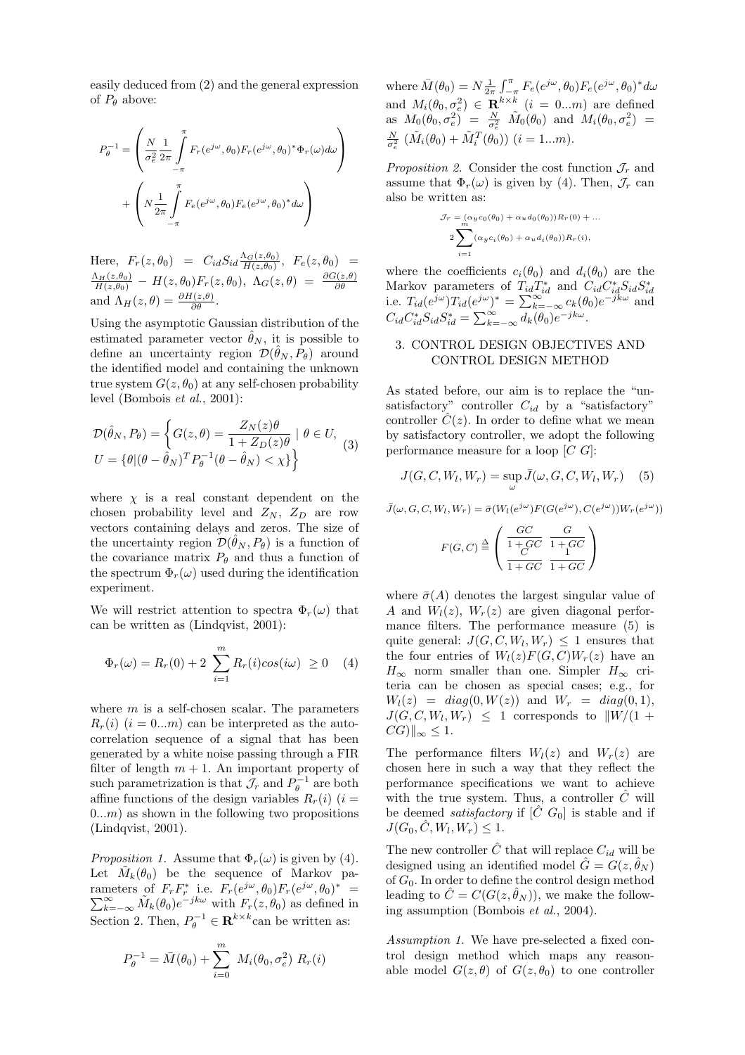easily deduced from (2) and the general expression of $P_\theta$ above:

$$P_\theta^{-1} = \left( \frac{N}{\sigma_e^2} \frac{1}{2\pi} \int_{-\pi}^{\pi} F_r(e^{j\omega}, \theta_0) F_r(e^{j\omega}, \theta_0)^* \Phi_r(\omega) d\omega \right) + \left( N \frac{1}{2\pi} \int_{-\pi}^{\pi} F_e(e^{j\omega}, \theta_0) F_e(e^{j\omega}, \theta_0)^* d\omega \right)$$

Here, $F_r(z, \theta_0) = C_{id} S_{id} \frac{\Lambda_G(z,\theta_0)}{H(z,\theta_0)}$, $F_e(z, \theta_0) = \frac{\Lambda_H(z,\theta_0)}{H(z,\theta_0)} - H(z, \theta_0) F_r(z, \theta_0)$, $\Lambda_G(z, \theta) = \frac{\partial G(z,\theta)}{\partial \theta}$ and $\Lambda_H(z, \theta) = \frac{\partial H(z,\theta)}{\partial \theta}$.

Using the asymptotic Gaussian distribution of the estimated parameter vector $\hat{\theta}_N$, it is possible to define an uncertainty region $\mathcal{D}(\hat{\theta}_N, P_\theta)$ around the identified model and containing the unknown true system $G(z, \theta_0)$ at any self-chosen probability level (Bombois *et al.*, 2001):

$$\mathcal{D}(\hat{\theta}_N, P_\theta) = \left\{ G(z, \theta) = \frac{Z_N(z)\theta}{1 + Z_D(z)\theta} \mid \theta \in U, \right. \\ \left. U = \{\theta | (\theta - \hat{\theta}_N)^T P_\theta^{-1} (\theta - \hat{\theta}_N) < \chi\} \right\} \quad (3)$$

where $\chi$ is a real constant dependent on the chosen probability level and $Z_N$, $Z_D$ are row vectors containing delays and zeros. The size of the uncertainty region $\mathcal{D}(\hat{\theta}_N, P_\theta)$ is a function of the covariance matrix $P_\theta$ and thus a function of the spectrum $\Phi_r(\omega)$ used during the identification experiment.

We will restrict attention to spectra $\Phi_r(\omega)$ that can be written as (Lindqvist, 2001):

$$\Phi_r(\omega) = R_r(0) + 2 \sum_{i=1}^{m} R_r(i) cos(i\omega) \geq 0 \quad (4)$$

where $m$ is a self-chosen scalar. The parameters $R_r(i)$ $(i = 0...m)$ can be interpreted as the auto-correlation sequence of a signal that has been generated by a white noise passing through a FIR filter of length $m + 1$. An important property of such parametrization is that $\mathcal{J}_r$ and $P_\theta^{-1}$ are both affine functions of the design variables $R_r(i)$ $(i = 0...m)$ as shown in the following two propositions (Lindqvist, 2001).

*Proposition 1.* Assume that $\Phi_r(\omega)$ is given by (4). Let $\tilde{M}_k(\theta_0)$ be the sequence of Markov parameters of $F_r F_r^*$ i.e. $F_r(e^{j\omega}, \theta_0) F_r(e^{j\omega}, \theta_0)^* = \sum_{k=-\infty}^{\infty} \tilde{M}_k(\theta_0) e^{-jk\omega}$ with $F_r(z, \theta_0)$ as defined in Section 2. Then, $P_\theta^{-1} \in \mathbf{R}^{k \times k}$can be written as:

$$P_\theta^{-1} = \bar{M}(\theta_0) + \sum_{i=0}^{m} M_i(\theta_0, \sigma_e^2) \; R_r(i)$$

where $\bar{M}(\theta_0) = N \frac{1}{2\pi} \int_{-\pi}^{\pi} F_e(e^{j\omega}, \theta_0) F_e(e^{j\omega}, \theta_0)^* d\omega$ and $M_i(\theta_0, \sigma_e^2) \in \mathbf{R}^{k \times k}$ $(i = 0...m)$ are defined as $M_0(\theta_0, \sigma_e^2) = \frac{N}{\sigma_e^2} \; \tilde{M}_0(\theta_0)$ and $M_i(\theta_0, \sigma_e^2) = \frac{N}{\sigma_e^2} \; (\tilde{M}_i(\theta_0) + \tilde{M}_i^T(\theta_0))$ $(i = 1...m)$.

*Proposition 2.* Consider the cost function $\mathcal{J}_r$ and assume that $\Phi_r(\omega)$ is given by (4). Then, $\mathcal{J}_r$ can also be written as:

$$\mathcal{J}_r = (\alpha_y c_0(\theta_0) + \alpha_u d_0(\theta_0)) R_r(0) + ... \\ 2 \sum_{i=1}^{m} (\alpha_y c_i(\theta_0) + \alpha_u d_i(\theta_0)) R_r(i),$$

where the coefficients $c_i(\theta_0)$ and $d_i(\theta_0)$ are the Markov parameters of $T_{id} T_{id}^*$ and $C_{id} C_{id}^* S_{id} S_{id}^*$ i.e. $T_{id}(e^{j\omega}) T_{id}(e^{j\omega})^* = \sum_{k=-\infty}^{\infty} c_k(\theta_0) e^{-jk\omega}$ and $C_{id} C_{id}^* S_{id} S_{id}^* = \sum_{k=-\infty}^{\infty} d_k(\theta_0) e^{-jk\omega}$.

## 3. CONTROL DESIGN OBJECTIVES AND CONTROL DESIGN METHOD

As stated before, our aim is to replace the "unsatisfactory" controller $C_{id}$ by a "satisfactory" controller $\hat{C}(z)$. In order to define what we mean by satisfactory controller, we adopt the following performance measure for a loop $[C \; G]$:

$$J(G, C, W_l, W_r) = \sup_{\omega} \bar{J}(\omega, G, C, W_l, W_r) \quad (5)$$

$$\bar{J}(\omega, G, C, W_l, W_r) = \bar{\sigma}(W_l(e^{j\omega}) F(G(e^{j\omega}), C(e^{j\omega})) W_r(e^{j\omega}))$$

$$F(G, C) \triangleq \begin{pmatrix} \frac{GC}{1+GC} & \frac{G}{1+GC} \\ \frac{C}{1+GC} & \frac{1}{1+GC} \end{pmatrix}$$

where $\bar{\sigma}(A)$ denotes the largest singular value of $A$ and $W_l(z)$, $W_r(z)$ are given diagonal performance filters. The performance measure (5) is quite general: $J(G, C, W_l, W_r) \leq 1$ ensures that the four entries of $W_l(z) F(G, C) W_r(z)$ have an $H_\infty$ norm smaller than one. Simpler $H_\infty$ criteria can be chosen as special cases; e.g., for $W_l(z) = diag(0, W(z))$ and $W_r = diag(0, 1)$, $J(G, C, W_l, W_r) \leq 1$ corresponds to $\|W/(1 + CG)\|_\infty \leq 1$.

The performance filters $W_l(z)$ and $W_r(z)$ are chosen here in such a way that they reflect the performance specifications we want to achieve with the true system. Thus, a controller $\hat{C}$ will be deemed *satisfactory* if $[\hat{C} \; G_0]$ is stable and if $J(G_0, \hat{C}, W_l, W_r) \leq 1$.

The new controller $\hat{C}$ that will replace $C_{id}$ will be designed using an identified model $\hat{G} = G(z, \hat{\theta}_N)$ of $G_0$. In order to define the control design method leading to $\hat{C} = C(G(z, \hat{\theta}_N))$, we make the following assumption (Bombois *et al.*, 2004).

*Assumption 1.* We have pre-selected a fixed control design method which maps any reasonable model $G(z, \theta)$ of $G(z, \theta_0)$ to one controller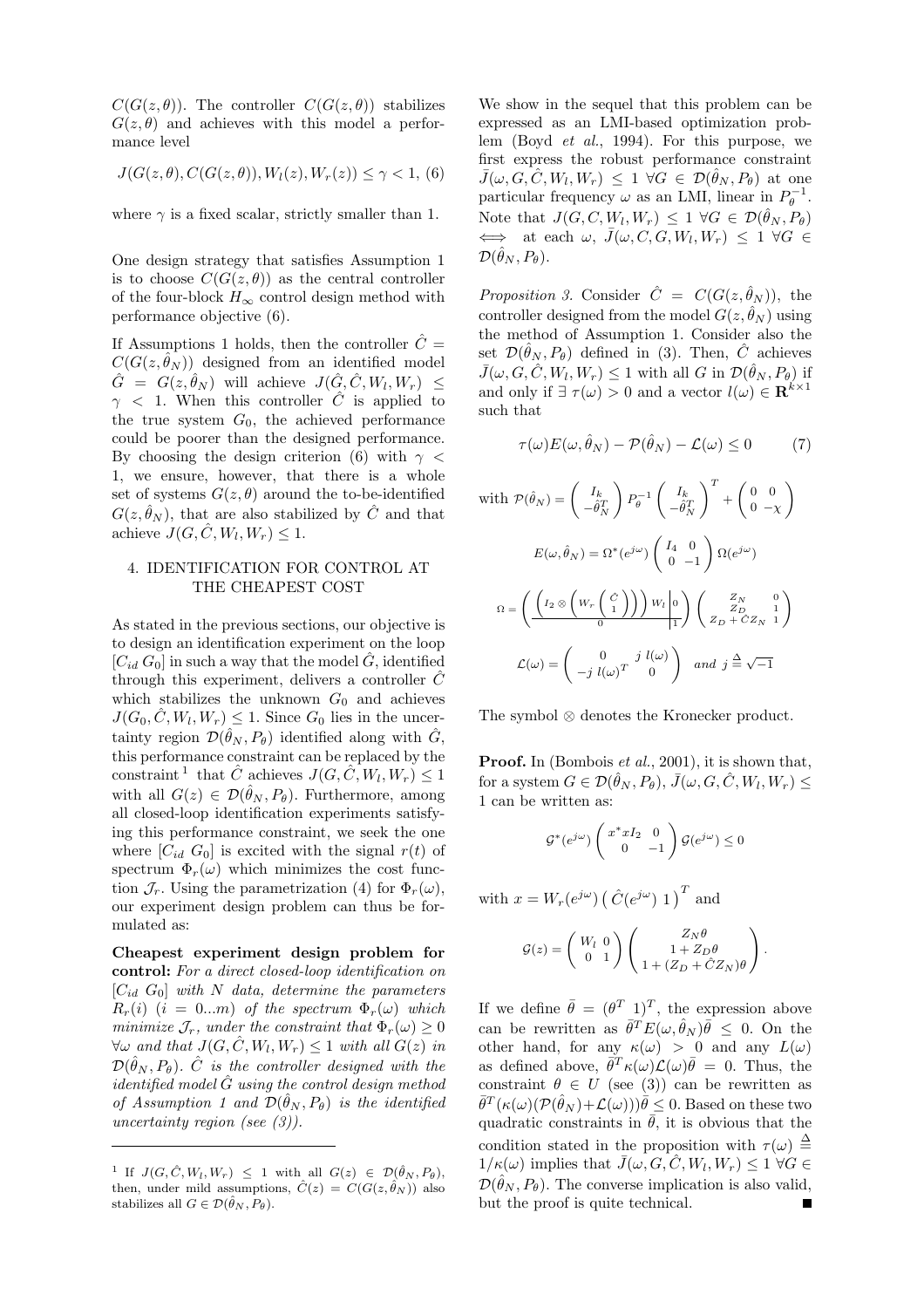$C(G(z,\theta))$. The controller $C(G(z,\theta))$ stabilizes $G(z,\theta)$ and achieves with this model a performance level

$$J(G(z,\theta), C(G(z,\theta)), W_l(z), W_r(z)) \leq \gamma < 1, \quad (6)$$

where $\gamma$ is a fixed scalar, strictly smaller than 1.

One design strategy that satisfies Assumption 1 is to choose $C(G(z,\theta))$ as the central controller of the four-block $H_\infty$ control design method with performance objective (6).

If Assumptions 1 holds, then the controller $\hat{C} = C(G(z,\hat{\theta}_N))$ designed from an identified model $\hat{G} = G(z,\hat{\theta}_N)$ will achieve $J(\hat{G},\hat{C},W_l,W_r) \leq \gamma < 1$. When this controller $\hat{C}$ is applied to the true system $G_0$, the achieved performance could be poorer than the designed performance. By choosing the design criterion (6) with $\gamma < 1$, we ensure, however, that there is a whole set of systems $G(z,\theta)$ around the to-be-identified $G(z,\hat{\theta}_N)$, that are also stabilized by $\hat{C}$ and that achieve $J(G,\hat{C},W_l,W_r) \leq 1$.

## 4. IDENTIFICATION FOR CONTROL AT THE CHEAPEST COST

As stated in the previous sections, our objective is to design an identification experiment on the loop $[C_{id}\ G_0]$ in such a way that the model $\hat{G}$, identified through this experiment, delivers a controller $\hat{C}$ which stabilizes the unknown $G_0$ and achieves $J(G_0,\hat{C},W_l,W_r) \leq 1$. Since $G_0$ lies in the uncertainty region $\mathcal{D}(\hat{\theta}_N,P_\theta)$ identified along with $\hat{G}$, this performance constraint can be replaced by the constraint [1] that $\hat{C}$ achieves $J(G,\hat{C},W_l,W_r) \leq 1$ with all $G(z) \in \mathcal{D}(\hat{\theta}_N,P_\theta)$. Furthermore, among all closed-loop identification experiments satisfying this performance constraint, we seek the one where $[C_{id}\ G_0]$ is excited with the signal $r(t)$ of spectrum $\Phi_r(\omega)$ which minimizes the cost function $\mathcal{J}_r$. Using the parametrization (4) for $\Phi_r(\omega)$, our experiment design problem can thus be formulated as:

**Cheapest experiment design problem for control:** *For a direct closed-loop identification on $[C_{id}\ G_0]$ with $N$ data, determine the parameters $R_r(i)$ $(i = 0...m)$ of the spectrum $\Phi_r(\omega)$ which minimize $\mathcal{J}_r$, under the constraint that $\Phi_r(\omega) \geq 0$ $\forall\omega$ and that $J(G,\hat{C},W_l,W_r) \leq 1$ with all $G(z)$ in $\mathcal{D}(\hat{\theta}_N,P_\theta)$. $\hat{C}$ is the controller designed with the identified model $\hat{G}$ using the control design method of Assumption 1 and $\mathcal{D}(\hat{\theta}_N,P_\theta)$ is the identified uncertainty region (see (3)).*

We show in the sequel that this problem can be expressed as an LMI-based optimization problem (Boyd *et al.*, 1994). For this purpose, we first express the robust performance constraint $\bar{J}(\omega,G,\hat{C},W_l,W_r) \leq 1\ \forall G \in \mathcal{D}(\hat{\theta}_N,P_\theta)$ at one particular frequency $\omega$ as an LMI, linear in $P_\theta^{-1}$. Note that $J(G,C,W_l,W_r) \leq 1\ \forall G \in \mathcal{D}(\hat{\theta}_N,P_\theta) \iff$ at each $\omega$, $\bar{J}(\omega,C,G,W_l,W_r) \leq 1\ \forall G \in \mathcal{D}(\hat{\theta}_N,P_\theta)$.

*Proposition 3.* Consider $\hat{C} = C(G(z,\hat{\theta}_N))$, the controller designed from the model $G(z,\hat{\theta}_N)$ using the method of Assumption 1. Consider also the set $\mathcal{D}(\hat{\theta}_N,P_\theta)$ defined in (3). Then, $\hat{C}$ achieves $\bar{J}(\omega,G,\hat{C},W_l,W_r) \leq 1$ with all $G$ in $\mathcal{D}(\hat{\theta}_N,P_\theta)$ if and only if $\exists\ \tau(\omega) > 0$ and a vector $l(\omega) \in \mathbf{R}^{k\times 1}$ such that

$$\tau(\omega)E(\omega,\hat{\theta}_N) - \mathcal{P}(\hat{\theta}_N) - \mathcal{L}(\omega) \leq 0 \quad (7)$$

with $\mathcal{P}(\hat{\theta}_N) = \begin{pmatrix} I_k \\ -\hat{\theta}_N^T \end{pmatrix} P_\theta^{-1} \begin{pmatrix} I_k \\ -\hat{\theta}_N^T \end{pmatrix}^T + \begin{pmatrix} 0 & 0 \\ 0 & -\chi \end{pmatrix}$

$$E(\omega,\hat{\theta}_N) = \Omega^*(e^{j\omega}) \begin{pmatrix} I_4 & 0 \\ 0 & -1 \end{pmatrix} \Omega(e^{j\omega})$$

$$\Omega = \left( \begin{array}{c|c} \left(I_2 \otimes \left(W_r \begin{pmatrix} \hat{C} \\ 1 \end{pmatrix}\right)\right) W_l & 0 \\ \hline 0 & 1 \end{array} \right) \begin{pmatrix} Z_N & 0 \\ Z_D & 1 \\ Z_D + \hat{C}Z_N & 1 \end{pmatrix}$$

$$\mathcal{L}(\omega) = \begin{pmatrix} 0 & j\ l(\omega) \\ -j\ l(\omega)^T & 0 \end{pmatrix} \quad \text{and } j \triangleq \sqrt{-1}$$

The symbol $\otimes$ denotes the Kronecker product.

**Proof.** In (Bombois *et al.*, 2001), it is shown that, for a system $G \in \mathcal{D}(\hat{\theta}_N,P_\theta)$, $\bar{J}(\omega,G,\hat{C},W_l,W_r) \leq 1$ can be written as:

$$\mathcal{G}^*(e^{j\omega}) \begin{pmatrix} x^*xI_2 & 0 \\ 0 & -1 \end{pmatrix} \mathcal{G}(e^{j\omega}) \leq 0$$

with $x = W_r(e^{j\omega}) \begin{pmatrix} \hat{C}(e^{j\omega}) & 1 \end{pmatrix}^T$ and

$$\mathcal{G}(z) = \begin{pmatrix} W_l & 0 \\ 0 & 1 \end{pmatrix} \begin{pmatrix} Z_N\theta \\ 1 + Z_D\theta \\ 1 + (Z_D + \hat{C}Z_N)\theta \end{pmatrix}.$$

If we define $\bar{\theta} = (\theta^T\ 1)^T$, the expression above can be rewritten as $\bar{\theta}^T E(\omega,\hat{\theta}_N)\bar{\theta} \leq 0$. On the other hand, for any $\kappa(\omega) > 0$ and any $L(\omega)$ as defined above, $\bar{\theta}^T\kappa(\omega)\mathcal{L}(\omega)\bar{\theta} = 0$. Thus, the constraint $\theta \in U$ (see (3)) can be rewritten as $\bar{\theta}^T(\kappa(\omega)(\mathcal{P}(\hat{\theta}_N) + \mathcal{L}(\omega)))\bar{\theta} \leq 0$. Based on these two quadratic constraints in $\bar{\theta}$, it is obvious that the condition stated in the proposition with $\tau(\omega) \triangleq 1/\kappa(\omega)$ implies that $\bar{J}(\omega,G,\hat{C},W_l,W_r) \leq 1\ \forall G \in \mathcal{D}(\hat{\theta}_N,P_\theta)$. The converse implication is also valid, but the proof is quite technical. ■

---

[1] If $J(G,\hat{C},W_l,W_r) \leq 1$ with all $G(z) \in \mathcal{D}(\hat{\theta}_N,P_\theta)$, then, under mild assumptions, $\hat{C}(z) = C(G(z,\hat{\theta}_N))$ also stabilizes all $G \in \mathcal{D}(\hat{\theta}_N,P_\theta)$.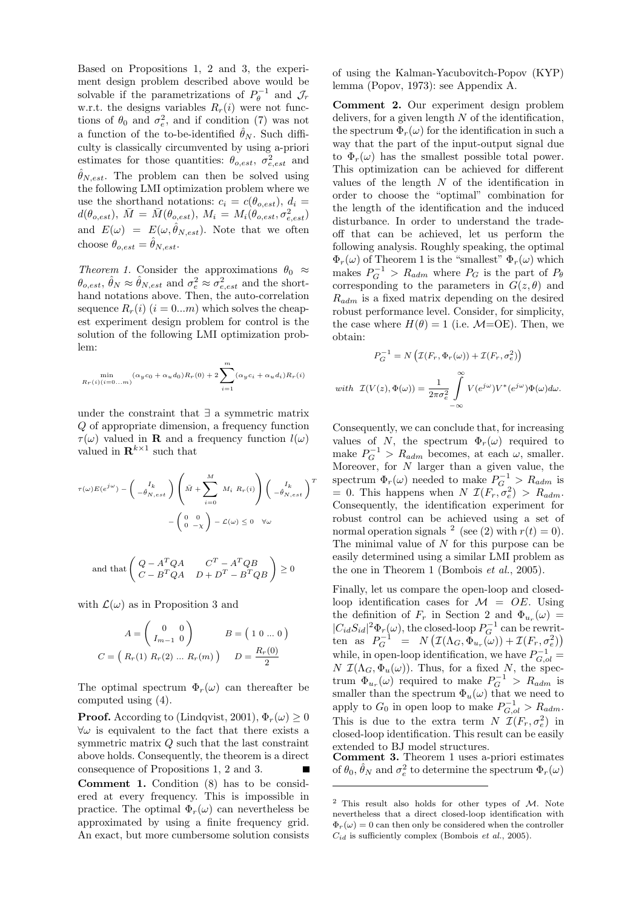Based on Propositions 1, 2 and 3, the experiment design problem described above would be solvable if the parametrizations of $P_\theta^{-1}$ and $\mathcal{J}_r$ w.r.t. the designs variables $R_r(i)$ were not functions of $\theta_0$ and $\sigma_e^2$, and if condition (7) was not a function of the to-be-identified $\hat{\theta}_N$. Such difficulty is classically circumvented by using a-priori estimates for those quantities: $\theta_{o,est}$, $\sigma_{e,est}^2$ and $\hat{\theta}_{N,est}$. The problem can then be solved using the following LMI optimization problem where we use the shorthand notations: $c_i = c(\theta_{o,est})$, $d_i = d(\theta_{o,est})$, $\bar{M} = \bar{M}(\theta_{o,est})$, $M_i = M_i(\theta_{o,est}, \sigma_{e,est}^2)$ and $E(\omega) = E(\omega, \hat{\theta}_{N,est})$. Note that we often choose $\theta_{o,est} = \hat{\theta}_{N,est}$.

*Theorem 1.* Consider the approximations $\theta_0 \approx \theta_{o,est}$, $\hat{\theta}_N \approx \hat{\theta}_{N,est}$ and $\sigma_e^2 \approx \sigma_{e,est}^2$ and the shorthand notations above. Then, the auto-correlation sequence $R_r(i)$ $(i = 0...m)$ which solves the cheapest experiment design problem for control is the solution of the following LMI optimization problem:

$$\min_{R_r(i)(i=0...m)} (\alpha_y c_0 + \alpha_u d_0) R_r(0) + 2\sum_{i=1}^{m} (\alpha_y c_i + \alpha_u d_i) R_r(i)$$

under the constraint that $\exists$ a symmetric matrix $Q$ of appropriate dimension, a frequency function $\tau(\omega)$ valued in $\mathbf{R}$ and a frequency function $l(\omega)$ valued in $\mathbf{R}^{k\times 1}$ such that

$$\tau(\omega)E(e^{j\omega}) - \begin{pmatrix} I_k \\ -\hat{\theta}_{N,est} \end{pmatrix} \left( \bar{M} + \sum_{i=0}^{M} M_i\ R_r(i) \right) \begin{pmatrix} I_k \\ -\hat{\theta}_{N,est} \end{pmatrix}^T - \begin{pmatrix} 0 & 0 \\ 0 & -\chi \end{pmatrix} - \mathcal{L}(\omega) \leq 0 \quad \forall \omega$$

$$\text{and that} \begin{pmatrix} Q - A^T Q A & C^T - A^T Q B \\ C - B^T Q A & D + D^T - B^T Q B \end{pmatrix} \geq 0$$

with $\mathcal{L}(\omega)$ as in Proposition 3 and

$$A = \begin{pmatrix} 0 & 0 \\ I_{m-1} & 0 \end{pmatrix} \qquad B = \begin{pmatrix} 1 & 0 & \ldots & 0 \end{pmatrix}$$

$$C = \begin{pmatrix} R_r(1) & R_r(2) & \ldots & R_r(m) \end{pmatrix} \qquad D = \frac{R_r(0)}{2}$$

The optimal spectrum $\Phi_r(\omega)$ can thereafter be computed using (4).

**Proof.** According to (Lindqvist, 2001), $\Phi_r(\omega) \geq 0$ $\forall \omega$ is equivalent to the fact that there exists a symmetric matrix $Q$ such that the last constraint above holds. Consequently, the theorem is a direct consequence of Propositions 1, 2 and 3. ■

**Comment 1.** Condition (8) has to be considered at every frequency. This is impossible in practice. The optimal $\Phi_r(\omega)$ can nevertheless be approximated by using a finite frequency grid. An exact, but more cumbersome solution consists of using the Kalman-Yacubovitch-Popov (KYP) lemma (Popov, 1973): see Appendix A.

**Comment 2.** Our experiment design problem delivers, for a given length $N$ of the identification, the spectrum $\Phi_r(\omega)$ for the identification in such a way that the part of the input-output signal due to $\Phi_r(\omega)$ has the smallest possible total power. This optimization can be achieved for different values of the length $N$ of the identification in order to choose the "optimal" combination for the length of the identification and the induced disturbance. In order to understand the trade-off that can be achieved, let us perform the following analysis. Roughly speaking, the optimal $\Phi_r(\omega)$ of Theorem 1 is the "smallest" $\Phi_r(\omega)$ which makes $P_G^{-1} > R_{adm}$ where $P_G$ is the part of $P_\theta$ corresponding to the parameters in $G(z,\theta)$ and $R_{adm}$ is a fixed matrix depending on the desired robust performance level. Consider, for simplicity, the case where $H(\theta) = 1$ (i.e. $\mathcal{M}$=OE). Then, we obtain:

$$P_G^{-1} = N\left(\mathcal{I}(F_r, \Phi_r(\omega)) + \mathcal{I}(F_r, \sigma_e^2)\right)$$

$$with\ \ \mathcal{I}(V(z), \Phi(\omega)) = \frac{1}{2\pi\sigma_e^2} \int_{-\infty}^{\infty} V(e^{j\omega}) V^*(e^{j\omega}) \Phi(\omega) d\omega.$$

Consequently, we can conclude that, for increasing values of $N$, the spectrum $\Phi_r(\omega)$ required to make $P_G^{-1} > R_{adm}$ becomes, at each $\omega$, smaller. Moreover, for $N$ larger than a given value, the spectrum $\Phi_r(\omega)$ needed to make $P_G^{-1} > R_{adm}$ is $= 0$. This happens when $N\ \mathcal{I}(F_r, \sigma_e^2) > R_{adm}$. Consequently, the identification experiment for robust control can be achieved using a set of normal operation signals [2] (see (2) with $r(t) = 0$). The minimal value of $N$ for this purpose can be easily determined using a similar LMI problem as the one in Theorem 1 (Bombois *et al.*, 2005).

Finally, let us compare the open-loop and closed-loop identification cases for $\mathcal{M} = OE$. Using the definition of $F_r$ in Section 2 and $\Phi_{u_r}(\omega) = |C_{id}S_{id}|^2 \Phi_r(\omega)$, the closed-loop $P_G^{-1}$ can be rewritten as $P_G^{-1} = N\left(\mathcal{I}(\Lambda_G, \Phi_{u_r}(\omega)) + \mathcal{I}(F_r, \sigma_e^2)\right)$ while, in open-loop identification, we have $P_{G,ol}^{-1} = N\ \mathcal{I}(\Lambda_G, \Phi_u(\omega))$. Thus, for a fixed $N$, the spectrum $\Phi_{u_r}(\omega)$ required to make $P_G^{-1} > R_{adm}$ is smaller than the spectrum $\Phi_u(\omega)$ that we need to apply to $G_0$ in open loop to make $P_{G,ol}^{-1} > R_{adm}$. This is due to the extra term $N\ \mathcal{I}(F_r, \sigma_e^2)$ in closed-loop identification. This result can be easily extended to BJ model structures.

**Comment 3.** Theorem 1 uses a-priori estimates of $\theta_0$, $\hat{\theta}_N$ and $\sigma_e^2$ to determine the spectrum $\Phi_r(\omega)$

---

[2] This result also holds for other types of $\mathcal{M}$. Note nevertheless that a direct closed-loop identification with $\Phi_r(\omega) = 0$ can then only be considered when the controller $C_{id}$ is sufficiently complex (Bombois *et al.*, 2005).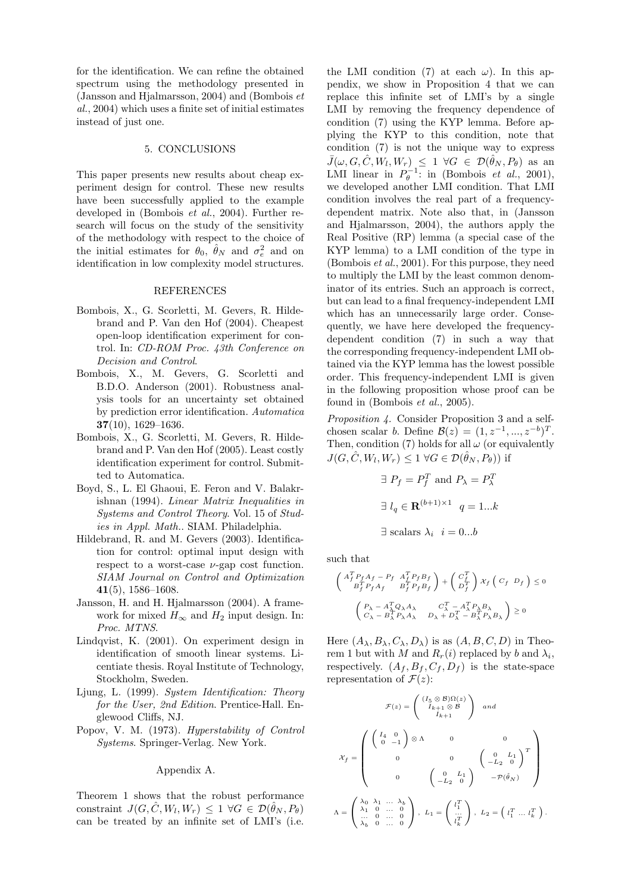for the identification. We can refine the obtained spectrum using the methodology presented in (Jansson and Hjalmarsson, 2004) and (Bombois *et al.*, 2004) which uses a finite set of initial estimates instead of just one.

## 5. CONCLUSIONS

This paper presents new results about cheap experiment design for control. These new results have been successfully applied to the example developed in (Bombois *et al.*, 2004). Further research will focus on the study of the sensitivity of the methodology with respect to the choice of the initial estimates for $\theta_0$, $\hat{\theta}_N$ and $\sigma_e^2$ and on identification in low complexity model structures.

## REFERENCES

Bombois, X., G. Scorletti, M. Gevers, R. Hildebrand and P. Van den Hof (2004). Cheapest open-loop identification experiment for control. In: *CD-ROM Proc. 43th Conference on Decision and Control*.

Bombois, X., M. Gevers, G. Scorletti and B.D.O. Anderson (2001). Robustness analysis tools for an uncertainty set obtained by prediction error identification. *Automatica* **37**(10), 1629–1636.

Bombois, X., G. Scorletti, M. Gevers, R. Hildebrand and P. Van den Hof (2005). Least costly identification experiment for control. Submitted to Automatica.

Boyd, S., L. El Ghaoui, E. Feron and V. Balakrishnan (1994). *Linear Matrix Inequalities in Systems and Control Theory*. Vol. 15 of *Studies in Appl. Math.*. SIAM. Philadelphia.

Hildebrand, R. and M. Gevers (2003). Identification for control: optimal input design with respect to a worst-case $\nu$-gap cost function. *SIAM Journal on Control and Optimization* **41**(5), 1586–1608.

Jansson, H. and H. Hjalmarsson (2004). A framework for mixed $H_\infty$ and $H_2$ input design. In: *Proc. MTNS*.

Lindqvist, K. (2001). On experiment design in identification of smooth linear systems. Licentiate thesis. Royal Institute of Technology, Stockholm, Sweden.

Ljung, L. (1999). *System Identification: Theory for the User, 2nd Edition*. Prentice-Hall. Englewood Cliffs, NJ.

Popov, V. M. (1973). *Hyperstability of Control Systems*. Springer-Verlag. New York.

## Appendix A.

Theorem 1 shows that the robust performance constraint $J(G, \hat{C}, W_l, W_r) \leq 1 \;\forall G \in \mathcal{D}(\hat{\theta}_N, P_\theta)$ can be treated by an infinite set of LMI's (i.e. the LMI condition (7) at each $\omega$). In this appendix, we show in Proposition 4 that we can replace this infinite set of LMI's by a single LMI by removing the frequency dependence of condition (7) using the KYP lemma. Before applying the KYP to this condition, note that condition (7) is not the unique way to express $\bar{J}(\omega, G, \hat{C}, W_l, W_r) \leq 1 \;\forall G \in \mathcal{D}(\hat{\theta}_N, P_\theta)$ as an LMI linear in $P_\theta^{-1}$: in (Bombois *et al.*, 2001), we developed another LMI condition. That LMI condition involves the real part of a frequency-dependent matrix. Note also that, in (Jansson and Hjalmarsson, 2004), the authors apply the Real Positive (RP) lemma (a special case of the KYP lemma) to a LMI condition of the type in (Bombois *et al.*, 2001). For this purpose, they need to multiply the LMI by the least common denominator of its entries. Such an approach is correct, but can lead to a final frequency-independent LMI which has an unnecessarily large order. Consequently, we have here developed the frequency-dependent condition (7) in such a way that the corresponding frequency-independent LMI obtained via the KYP lemma has the lowest possible order. This frequency-independent LMI is given in the following proposition whose proof can be found in (Bombois *et al.*, 2005).

*Proposition 4.* Consider Proposition 3 and a self-chosen scalar $b$. Define $\mathcal{B}(z) = (1, z^{-1}, ..., z^{-b})^T$. Then, condition (7) holds for all $\omega$ (or equivalently $J(G, \hat{C}, W_l, W_r) \leq 1 \;\forall G \in \mathcal{D}(\hat{\theta}_N, P_\theta)$) if

$$\exists\; P_f = P_f^T \text{ and } P_\lambda = P_\lambda^T$$

$$\exists\; l_q \in \mathbf{R}^{(b+1)\times 1} \quad q = 1...k$$

$$\exists \text{ scalars } \lambda_i \quad i = 0...b$$

such that

$$\begin{pmatrix} A_f^T P_f A_f - P_f & A_f^T P_f B_f \\ B_f^T P_f A_f & B_f^T P_f B_f \end{pmatrix} + \begin{pmatrix} C_f^T \\ D_f^T \end{pmatrix} \mathcal{X}_f \begin{pmatrix} C_f & D_f \end{pmatrix} \leq 0$$

$$\begin{pmatrix} P_\lambda - A_\lambda^T Q_\lambda A_\lambda & C_\lambda^T - A_\lambda^T P_\lambda B_\lambda \\ C_\lambda - B_\lambda^T P_\lambda A_\lambda & D_\lambda + D_\lambda^T - B_\lambda^T P_\lambda B_\lambda \end{pmatrix} \geq 0$$

Here $(A_\lambda, B_\lambda, C_\lambda, D_\lambda)$ is as $(A, B, C, D)$ in Theorem 1 but with $M$ and $R_r(i)$ replaced by $b$ and $\lambda_i$, respectively. $(A_f, B_f, C_f, D_f)$ is the state-space representation of $\mathcal{F}(z)$:

$$\mathcal{F}(z) = \begin{pmatrix} (I_5 \otimes \mathcal{B})\Omega(z) \\ I_{k+1} \otimes \mathcal{B} \\ I_{k+1} \end{pmatrix} \quad and$$

$$\mathcal{X}_f = \begin{pmatrix} \begin{pmatrix} I_4 & 0 \\ 0 & -1 \end{pmatrix} \otimes \Lambda & 0 & 0 \\ 0 & 0 & \begin{pmatrix} 0 & L_1 \\ -L_2 & 0 \end{pmatrix}^T \\ 0 & \begin{pmatrix} 0 & L_1 \\ -L_2 & 0 \end{pmatrix} & -\mathcal{P}(\hat{\theta}_N) \end{pmatrix}$$

$$\Lambda = \begin{pmatrix} \lambda_0 & \lambda_1 & \dots & \lambda_b \\ \lambda_1 & 0 & \dots & 0 \\ \dots & 0 & \dots & 0 \\ \lambda_b & 0 & \dots & 0 \end{pmatrix}, \; L_1 = \begin{pmatrix} l_1^T \\ \dots \\ l_k^T \end{pmatrix}, \; L_2 = \begin{pmatrix} l_1^T & \dots & l_k^T \end{pmatrix}.$$